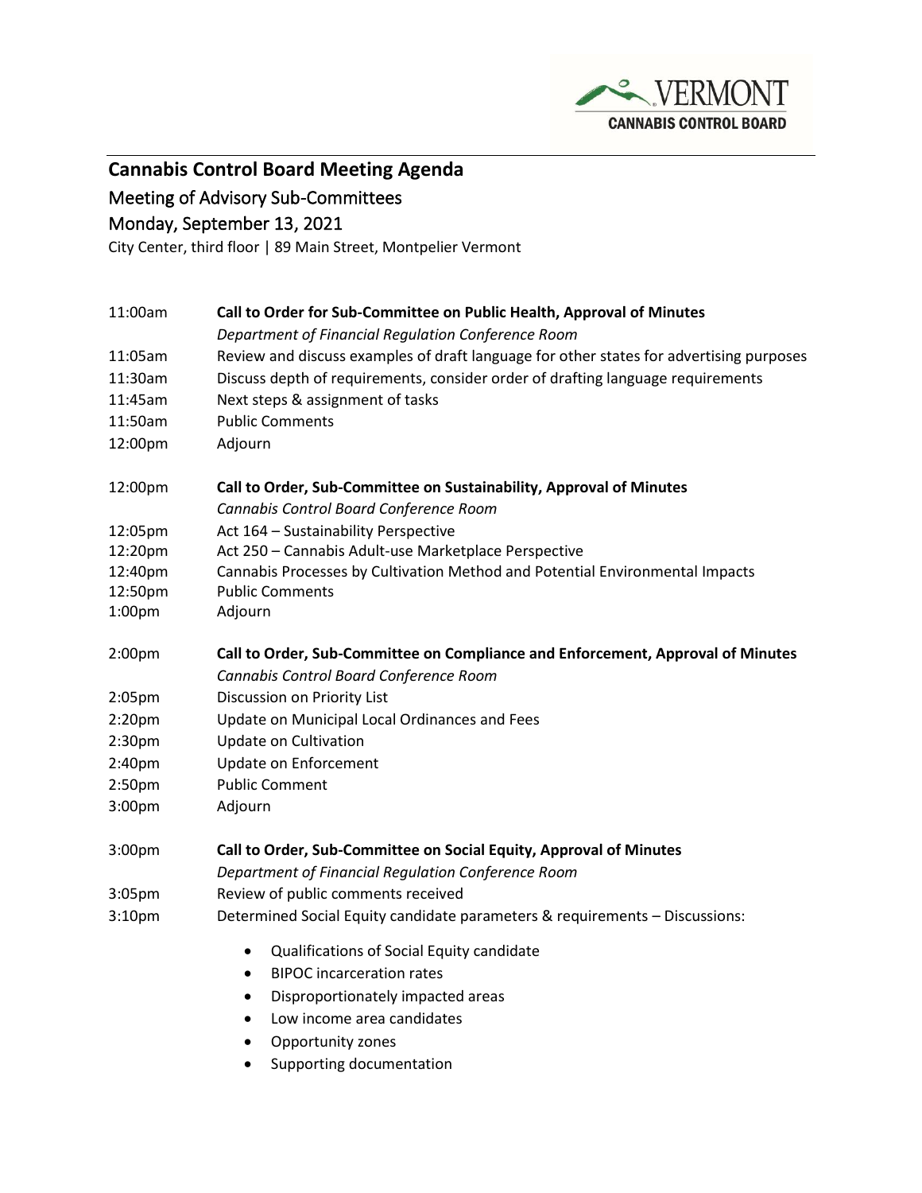VERMONT CANNABIS CONTROL BOARD

# Cannabis Control Board Meeting Agenda

## Meeting of Advisory Sub-Committees

## Monday, September 13, 2021

City Center, third floor | 89 Main Street, Montpelier Vermont

11:00am **Call to Order for Sub-Committee on Public Health, Approval of Minutes**
*Department of Financial Regulation Conference Room*

11:05am Review and discuss examples of draft language for other states for advertising purposes

11:30am Discuss depth of requirements, consider order of drafting language requirements

11:45am Next steps & assignment of tasks

11:50am Public Comments

12:00pm Adjourn

12:00pm **Call to Order, Sub-Committee on Sustainability, Approval of Minutes**
*Cannabis Control Board Conference Room*

12:05pm Act 164 – Sustainability Perspective

12:20pm Act 250 – Cannabis Adult-use Marketplace Perspective

12:40pm Cannabis Processes by Cultivation Method and Potential Environmental Impacts

12:50pm Public Comments

1:00pm Adjourn

2:00pm **Call to Order, Sub-Committee on Compliance and Enforcement, Approval of Minutes**
*Cannabis Control Board Conference Room*

2:05pm Discussion on Priority List

2:20pm Update on Municipal Local Ordinances and Fees

2:30pm Update on Cultivation

2:40pm Update on Enforcement

2:50pm Public Comment

3:00pm Adjourn

3:00pm **Call to Order, Sub-Committee on Social Equity, Approval of Minutes**
*Department of Financial Regulation Conference Room*

3:05pm Review of public comments received

3:10pm Determined Social Equity candidate parameters & requirements – Discussions:

- Qualifications of Social Equity candidate
- BIPOC incarceration rates
- Disproportionately impacted areas
- Low income area candidates
- Opportunity zones
- Supporting documentation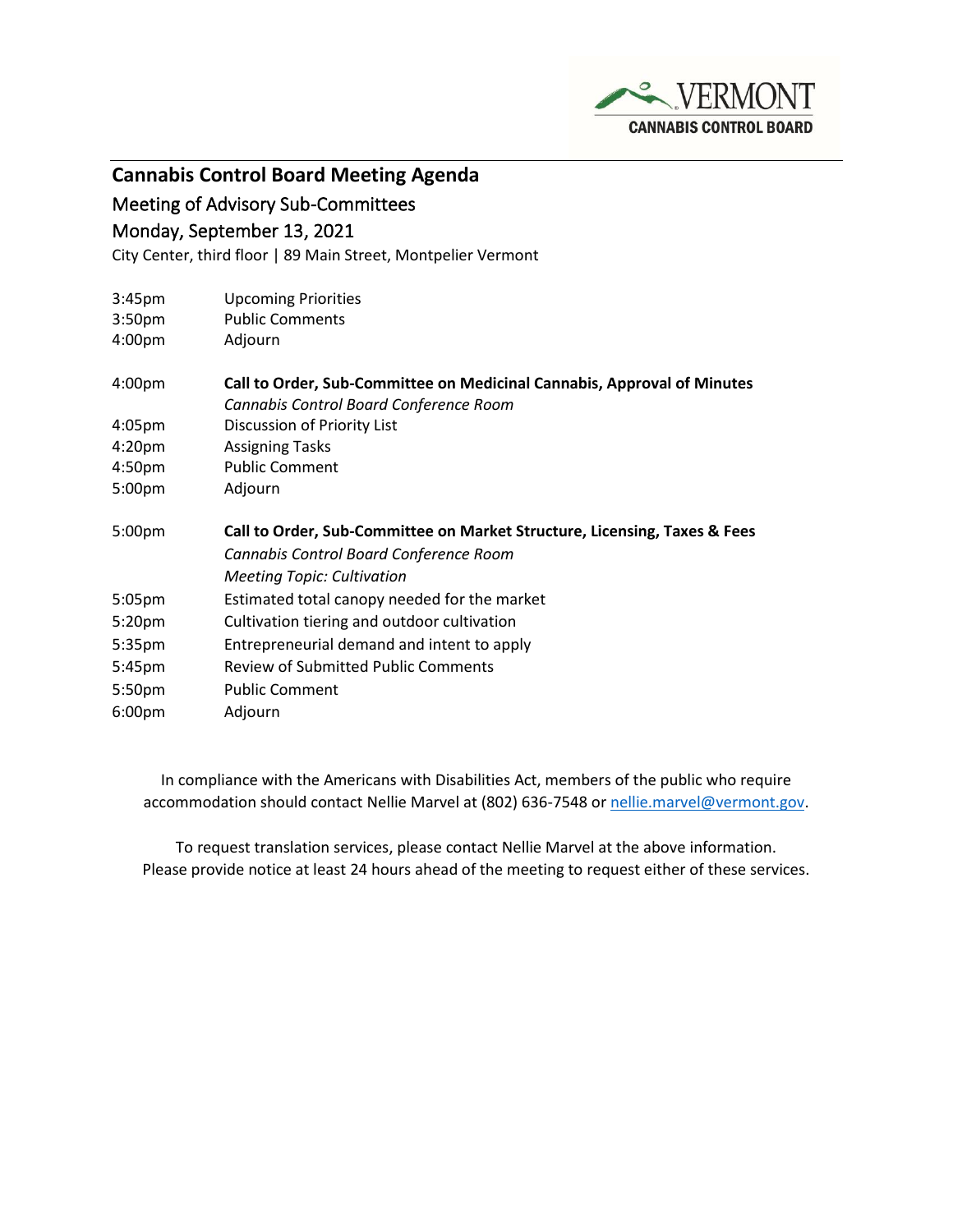# Cannabis Control Board Meeting Agenda

## Meeting of Advisory Sub-Committees

## Monday, September 13, 2021

City Center, third floor | 89 Main Street, Montpelier Vermont

| | |
|---|---|
| 3:45pm | Upcoming Priorities |
| 3:50pm | Public Comments |
| 4:00pm | Adjourn |

| | |
|---|---|
| 4:00pm | **Call to Order, Sub-Committee on Medicinal Cannabis, Approval of Minutes**<br>*Cannabis Control Board Conference Room* |
| 4:05pm | Discussion of Priority List |
| 4:20pm | Assigning Tasks |
| 4:50pm | Public Comment |
| 5:00pm | Adjourn |

| | |
|---|---|
| 5:00pm | **Call to Order, Sub-Committee on Market Structure, Licensing, Taxes & Fees**<br>*Cannabis Control Board Conference Room*<br>*Meeting Topic: Cultivation* |
| 5:05pm | Estimated total canopy needed for the market |
| 5:20pm | Cultivation tiering and outdoor cultivation |
| 5:35pm | Entrepreneurial demand and intent to apply |
| 5:45pm | Review of Submitted Public Comments |
| 5:50pm | Public Comment |
| 6:00pm | Adjourn |

In compliance with the Americans with Disabilities Act, members of the public who require accommodation should contact Nellie Marvel at (802) 636-7548 or nellie.marvel@vermont.gov.

To request translation services, please contact Nellie Marvel at the above information. Please provide notice at least 24 hours ahead of the meeting to request either of these services.